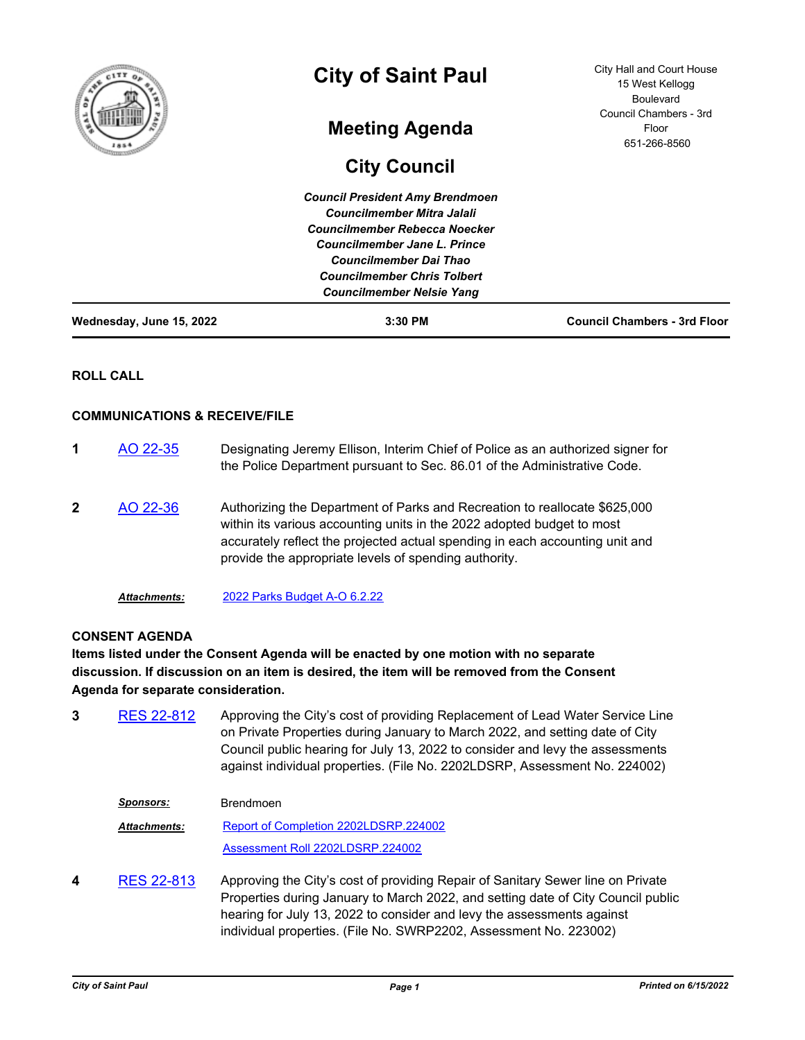# City of Saint Paul

## Meeting Agenda

## City Council

City Hall and Court House
15 West Kellogg Boulevard
Council Chambers - 3rd Floor
651-266-8560

*Council President Amy Brendmoen*
*Councilmember Mitra Jalali*
*Councilmember Rebecca Noecker*
*Councilmember Jane L. Prince*
*Councilmember Dai Thao*
*Councilmember Chris Tolbert*
*Councilmember Nelsie Yang*

**Wednesday, June 15, 2022** | **3:30 PM** | **Council Chambers - 3rd Floor**

### ROLL CALL

### COMMUNICATIONS & RECEIVE/FILE

**1** AO 22-35 — Designating Jeremy Ellison, Interim Chief of Police as an authorized signer for the Police Department pursuant to Sec. 86.01 of the Administrative Code.

**2** AO 22-36 — Authorizing the Department of Parks and Recreation to reallocate $625,000 within its various accounting units in the 2022 adopted budget to most accurately reflect the projected actual spending in each accounting unit and provide the appropriate levels of spending authority.

*Attachments:* 2022 Parks Budget A-O 6.2.22

### CONSENT AGENDA

**Items listed under the Consent Agenda will be enacted by one motion with no separate discussion. If discussion on an item is desired, the item will be removed from the Consent Agenda for separate consideration.**

**3** RES 22-812 — Approving the City's cost of providing Replacement of Lead Water Service Line on Private Properties during January to March 2022, and setting date of City Council public hearing for July 13, 2022 to consider and levy the assessments against individual properties. (File No. 2202LDSRP, Assessment No. 224002)

*Sponsors:* Brendmoen

*Attachments:* Report of Completion 2202LDSRP.224002
Assessment Roll 2202LDSRP.224002

**4** RES 22-813 — Approving the City's cost of providing Repair of Sanitary Sewer line on Private Properties during January to March 2022, and setting date of City Council public hearing for July 13, 2022 to consider and levy the assessments against individual properties. (File No. SWRP2202, Assessment No. 223002)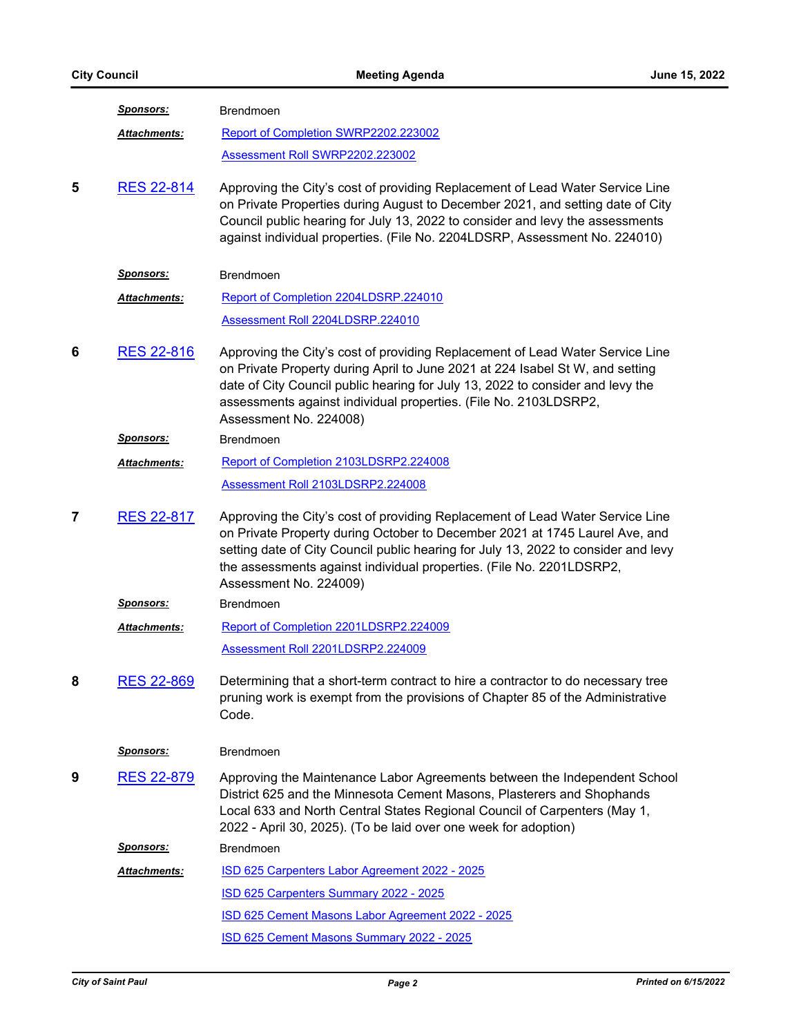***Sponsors:*** Brendmoen

***Attachments:*** [Report of Completion SWRP2202.223002]

[Assessment Roll SWRP2202.223002]

**5** [RES 22-814] Approving the City's cost of providing Replacement of Lead Water Service Line on Private Properties during August to December 2021, and setting date of City Council public hearing for July 13, 2022 to consider and levy the assessments against individual properties. (File No. 2204LDSRP, Assessment No. 224010)

***Sponsors:*** Brendmoen

***Attachments:*** [Report of Completion 2204LDSRP.224010]

[Assessment Roll 2204LDSRP.224010]

**6** [RES 22-816] Approving the City's cost of providing Replacement of Lead Water Service Line on Private Property during April to June 2021 at 224 Isabel St W, and setting date of City Council public hearing for July 13, 2022 to consider and levy the assessments against individual properties. (File No. 2103LDSRP2, Assessment No. 224008)

***Sponsors:*** Brendmoen

***Attachments:*** [Report of Completion 2103LDSRP2.224008]

[Assessment Roll 2103LDSRP2.224008]

**7** [RES 22-817] Approving the City's cost of providing Replacement of Lead Water Service Line on Private Property during October to December 2021 at 1745 Laurel Ave, and setting date of City Council public hearing for July 13, 2022 to consider and levy the assessments against individual properties. (File No. 2201LDSRP2, Assessment No. 224009)

***Sponsors:*** Brendmoen

***Attachments:*** [Report of Completion 2201LDSRP2.224009]

[Assessment Roll 2201LDSRP2.224009]

**8** [RES 22-869] Determining that a short-term contract to hire a contractor to do necessary tree pruning work is exempt from the provisions of Chapter 85 of the Administrative Code.

***Sponsors:*** Brendmoen

**9** [RES 22-879] Approving the Maintenance Labor Agreements between the Independent School District 625 and the Minnesota Cement Masons, Plasterers and Shophands Local 633 and North Central States Regional Council of Carpenters (May 1, 2022 - April 30, 2025). (To be laid over one week for adoption)

***Sponsors:*** Brendmoen

***Attachments:*** [ISD 625 Carpenters Labor Agreement 2022 - 2025]

[ISD 625 Carpenters Summary 2022 - 2025]

[ISD 625 Cement Masons Labor Agreement 2022 - 2025]

[ISD 625 Cement Masons Summary 2022 - 2025]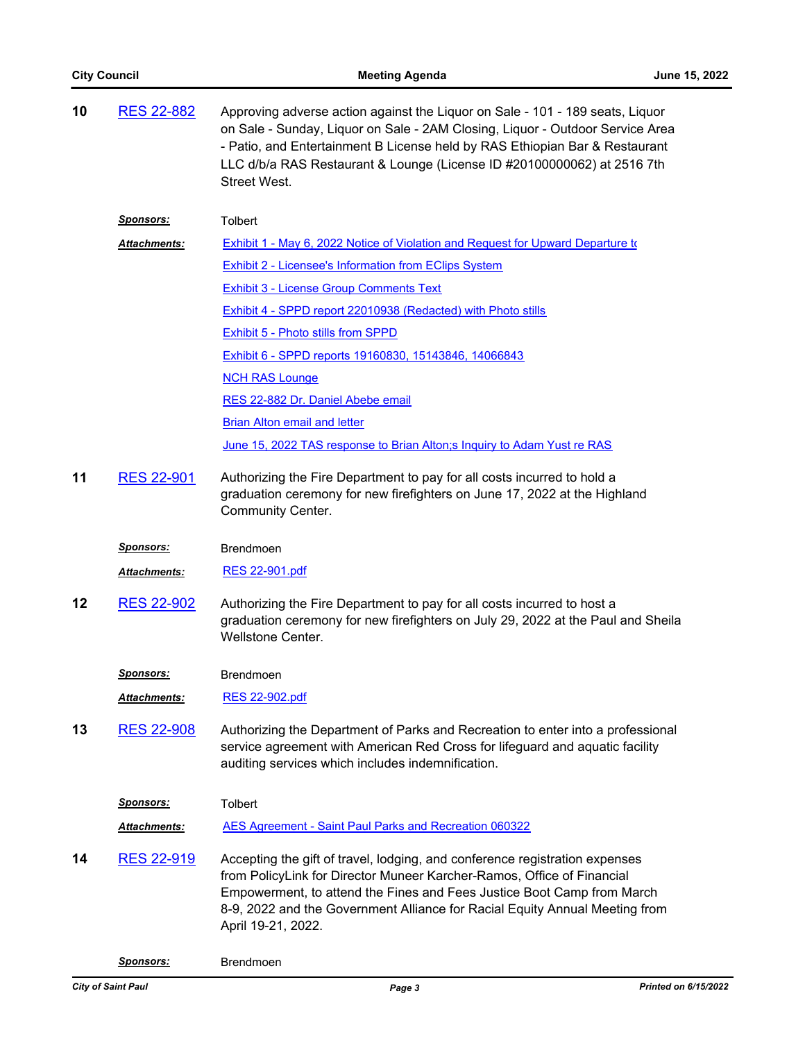**10** RES 22-882

Approving adverse action against the Liquor on Sale - 101 - 189 seats, Liquor on Sale - Sunday, Liquor on Sale - 2AM Closing, Liquor - Outdoor Service Area - Patio, and Entertainment B License held by RAS Ethiopian Bar & Restaurant LLC d/b/a RAS Restaurant & Lounge (License ID #20100000062) at 2516 7th Street West.

***Sponsors:*** Tolbert

***Attachments:***
- Exhibit 1 - May 6, 2022 Notice of Violation and Request for Upward Departure to
- Exhibit 2 - Licensee's Information from EClips System
- Exhibit 3 - License Group Comments Text
- Exhibit 4 - SPPD report 22010938 (Redacted) with Photo stills
- Exhibit 5 - Photo stills from SPPD
- Exhibit 6 - SPPD reports 19160830, 15143846, 14066843
- NCH RAS Lounge
- RES 22-882 Dr. Daniel Abebe email
- Brian Alton email and letter
- June 15, 2022 TAS response to Brian Alton;s Inquiry to Adam Yust re RAS

**11** RES 22-901

Authorizing the Fire Department to pay for all costs incurred to hold a graduation ceremony for new firefighters on June 17, 2022 at the Highland Community Center.

***Sponsors:*** Brendmoen

***Attachments:*** RES 22-901.pdf

**12** RES 22-902

Authorizing the Fire Department to pay for all costs incurred to host a graduation ceremony for new firefighters on July 29, 2022 at the Paul and Sheila Wellstone Center.

***Sponsors:*** Brendmoen

***Attachments:*** RES 22-902.pdf

**13** RES 22-908

Authorizing the Department of Parks and Recreation to enter into a professional service agreement with American Red Cross for lifeguard and aquatic facility auditing services which includes indemnification.

***Sponsors:*** Tolbert

***Attachments:*** AES Agreement - Saint Paul Parks and Recreation 060322

**14** RES 22-919

Accepting the gift of travel, lodging, and conference registration expenses from PolicyLink for Director Muneer Karcher-Ramos, Office of Financial Empowerment, to attend the Fines and Fees Justice Boot Camp from March 8-9, 2022 and the Government Alliance for Racial Equity Annual Meeting from April 19-21, 2022.

***Sponsors:*** Brendmoen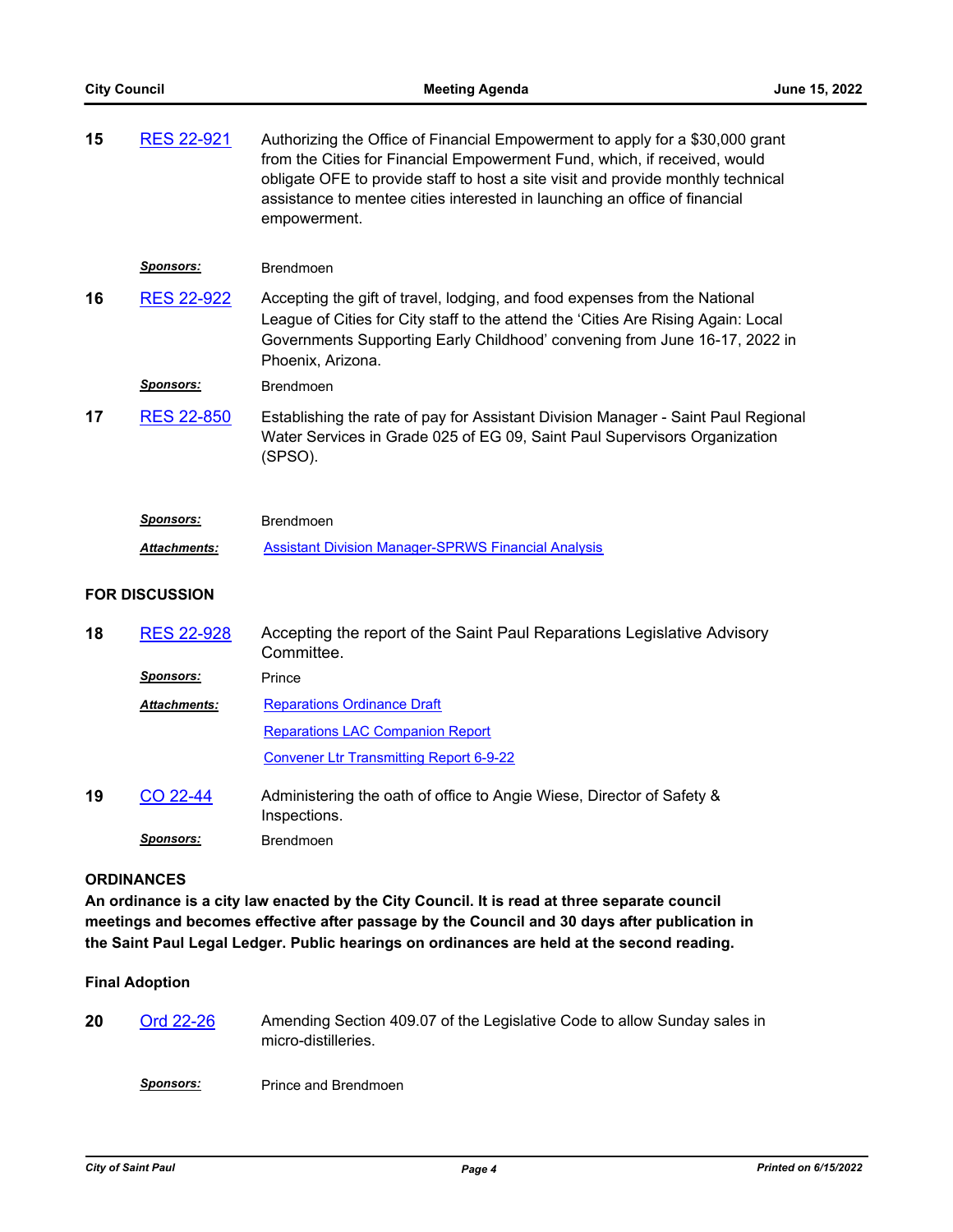**15** RES 22-921

Authorizing the Office of Financial Empowerment to apply for a $30,000 grant from the Cities for Financial Empowerment Fund, which, if received, would obligate OFE to provide staff to host a site visit and provide monthly technical assistance to mentee cities interested in launching an office of financial empowerment.

***Sponsors:*** Brendmoen

**16** RES 22-922

Accepting the gift of travel, lodging, and food expenses from the National League of Cities for City staff to the attend the 'Cities Are Rising Again: Local Governments Supporting Early Childhood' convening from June 16-17, 2022 in Phoenix, Arizona.

***Sponsors:*** Brendmoen

**17** RES 22-850

Establishing the rate of pay for Assistant Division Manager - Saint Paul Regional Water Services in Grade 025 of EG 09, Saint Paul Supervisors Organization (SPSO).

***Sponsors:*** Brendmoen

***Attachments:*** Assistant Division Manager-SPRWS Financial Analysis

## FOR DISCUSSION

**18** RES 22-928

Accepting the report of the Saint Paul Reparations Legislative Advisory Committee.

***Sponsors:*** Prince

***Attachments:*** Reparations Ordinance Draft

Reparations LAC Companion Report

Convener Ltr Transmitting Report 6-9-22

**19** CO 22-44

Administering the oath of office to Angie Wiese, Director of Safety & Inspections.

***Sponsors:*** Brendmoen

## ORDINANCES

**An ordinance is a city law enacted by the City Council. It is read at three separate council meetings and becomes effective after passage by the Council and 30 days after publication in the Saint Paul Legal Ledger. Public hearings on ordinances are held at the second reading.**

### Final Adoption

**20** Ord 22-26

Amending Section 409.07 of the Legislative Code to allow Sunday sales in micro-distilleries.

***Sponsors:*** Prince and Brendmoen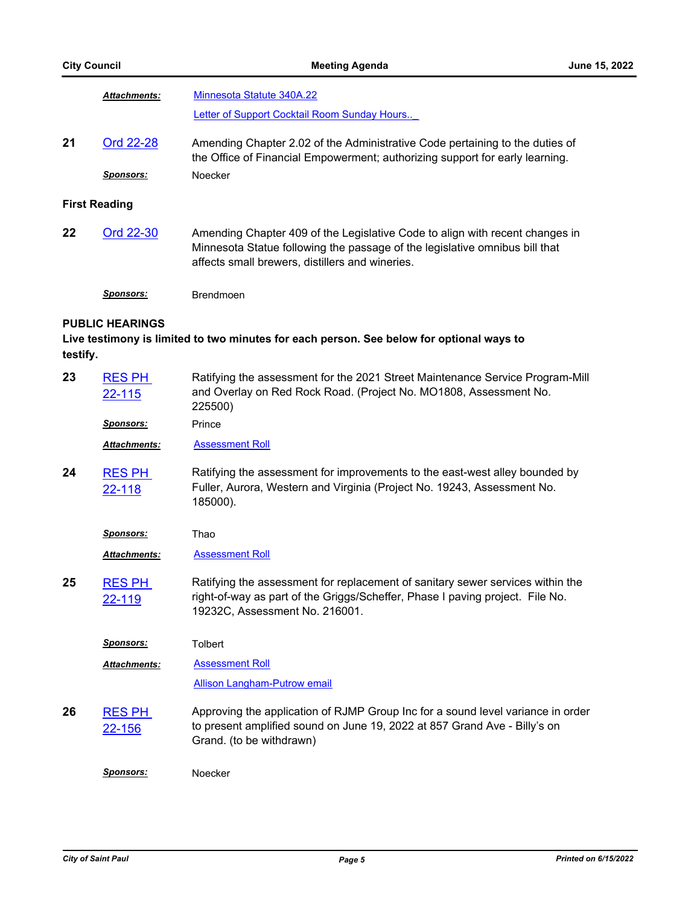***Attachments:*** [Minnesota Statute 340A.22]

[Letter of Support Cocktail Room Sunday Hours.._]

**21** [Ord 22-28] Amending Chapter 2.02 of the Administrative Code pertaining to the duties of the Office of Financial Empowerment; authorizing support for early learning.

***Sponsors:*** Noecker

## First Reading

**22** [Ord 22-30] Amending Chapter 409 of the Legislative Code to align with recent changes in Minnesota Statue following the passage of the legislative omnibus bill that affects small brewers, distillers and wineries.

***Sponsors:*** Brendmoen

## PUBLIC HEARINGS

**Live testimony is limited to two minutes for each person. See below for optional ways to testify.**

**23** [RES PH 22-115] Ratifying the assessment for the 2021 Street Maintenance Service Program-Mill and Overlay on Red Rock Road. (Project No. MO1808, Assessment No. 225500)

***Sponsors:*** Prince

***Attachments:*** [Assessment Roll]

**24** [RES PH 22-118] Ratifying the assessment for improvements to the east-west alley bounded by Fuller, Aurora, Western and Virginia (Project No. 19243, Assessment No. 185000).

***Sponsors:*** Thao

***Attachments:*** [Assessment Roll]

**25** [RES PH 22-119] Ratifying the assessment for replacement of sanitary sewer services within the right-of-way as part of the Griggs/Scheffer, Phase I paving project. File No. 19232C, Assessment No. 216001.

***Sponsors:*** Tolbert

***Attachments:*** [Assessment Roll]

[Allison Langham-Putrow email]

**26** [RES PH 22-156] Approving the application of RJMP Group Inc for a sound level variance in order to present amplified sound on June 19, 2022 at 857 Grand Ave - Billy's on Grand. (to be withdrawn)

***Sponsors:*** Noecker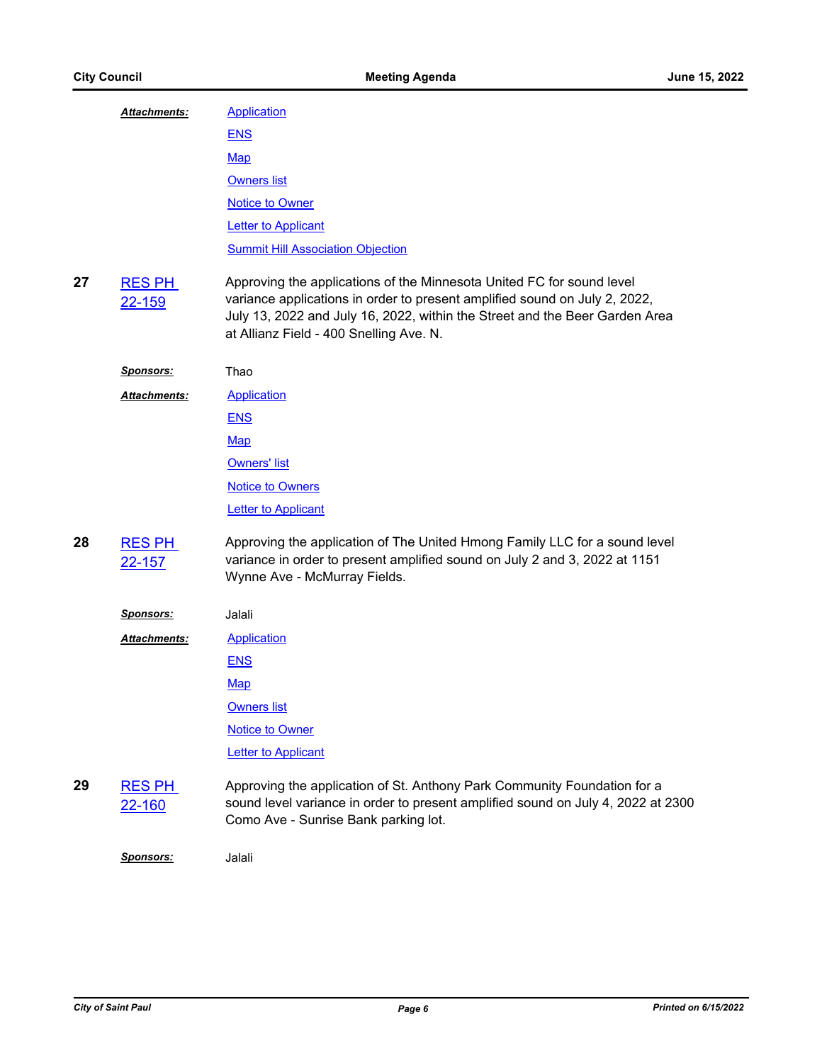***Attachments:*** Application

ENS

Map

Owners list

Notice to Owner

Letter to Applicant

Summit Hill Association Objection

**27** RES PH 22-159

Approving the applications of the Minnesota United FC for sound level variance applications in order to present amplified sound on July 2, 2022, July 13, 2022 and July 16, 2022, within the Street and the Beer Garden Area at Allianz Field - 400 Snelling Ave. N.

***Sponsors:*** Thao

***Attachments:*** Application

ENS

Map

Owners' list

Notice to Owners

Letter to Applicant

**28** RES PH 22-157

Approving the application of The United Hmong Family LLC for a sound level variance in order to present amplified sound on July 2 and 3, 2022 at 1151 Wynne Ave - McMurray Fields.

***Sponsors:*** Jalali

***Attachments:*** Application

ENS

Map

Owners list

Notice to Owner

Letter to Applicant

**29** RES PH 22-160

Approving the application of St. Anthony Park Community Foundation for a sound level variance in order to present amplified sound on July 4, 2022 at 2300 Como Ave - Sunrise Bank parking lot.

***Sponsors:*** Jalali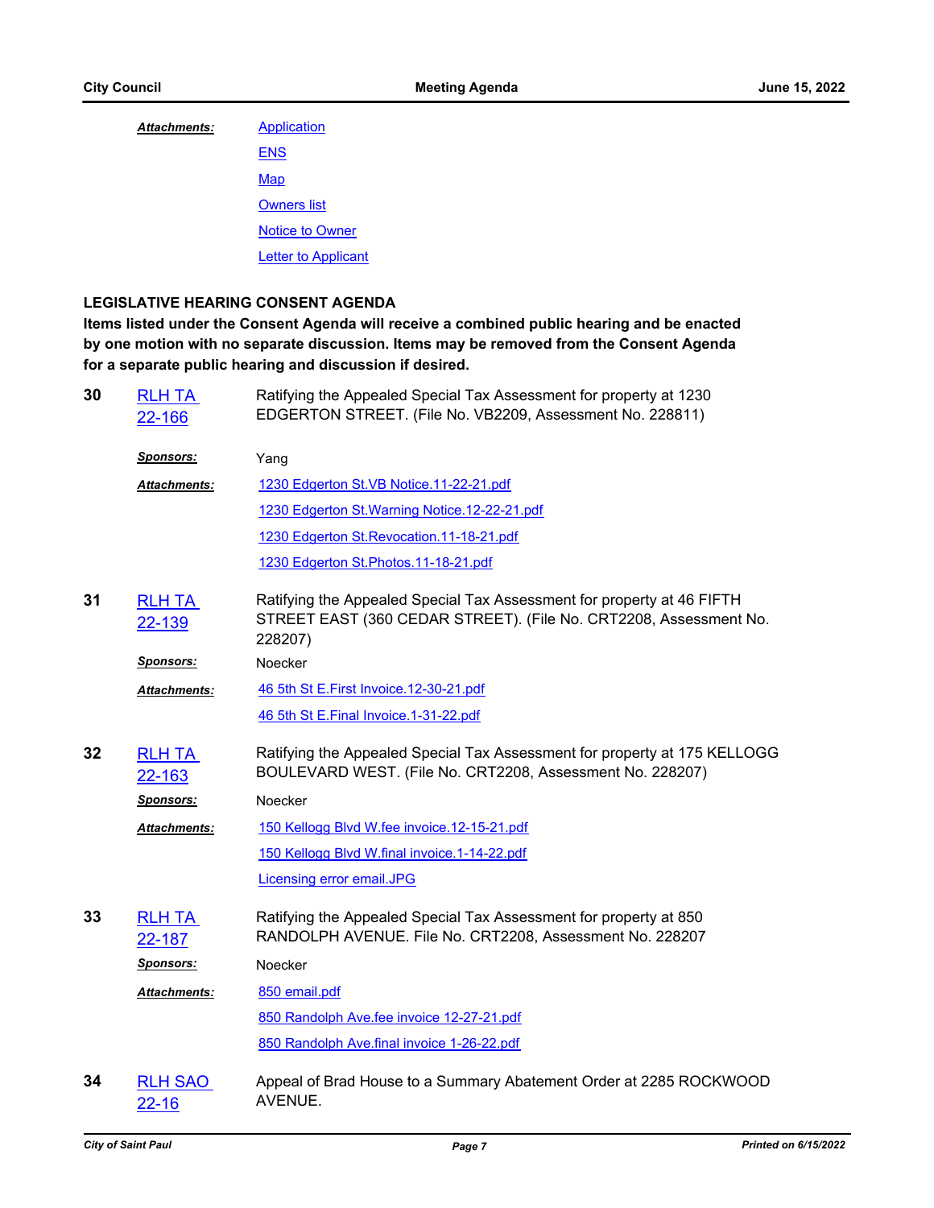***Attachments:***

Application

ENS

Map

Owners list

Notice to Owner

Letter to Applicant

## LEGISLATIVE HEARING CONSENT AGENDA

**Items listed under the Consent Agenda will receive a combined public hearing and be enacted by one motion with no separate discussion. Items may be removed from the Consent Agenda for a separate public hearing and discussion if desired.**

**30** RLH TA 22-166 — Ratifying the Appealed Special Tax Assessment for property at 1230 EDGERTON STREET. (File No. VB2209, Assessment No. 228811)

***Sponsors:*** Yang

***Attachments:***

1230 Edgerton St.VB Notice.11-22-21.pdf

1230 Edgerton St.Warning Notice.12-22-21.pdf

1230 Edgerton St.Revocation.11-18-21.pdf

1230 Edgerton St.Photos.11-18-21.pdf

**31** RLH TA 22-139 — Ratifying the Appealed Special Tax Assessment for property at 46 FIFTH STREET EAST (360 CEDAR STREET). (File No. CRT2208, Assessment No. 228207)

***Sponsors:*** Noecker

***Attachments:***

46 5th St E.First Invoice.12-30-21.pdf

46 5th St E.Final Invoice.1-31-22.pdf

**32** RLH TA 22-163 — Ratifying the Appealed Special Tax Assessment for property at 175 KELLOGG BOULEVARD WEST. (File No. CRT2208, Assessment No. 228207)

***Sponsors:*** Noecker

***Attachments:***

150 Kellogg Blvd W.fee invoice.12-15-21.pdf

150 Kellogg Blvd W.final invoice.1-14-22.pdf

Licensing error email.JPG

**33** RLH TA 22-187 — Ratifying the Appealed Special Tax Assessment for property at 850 RANDOLPH AVENUE. File No. CRT2208, Assessment No. 228207

***Sponsors:*** Noecker

***Attachments:***

850 email.pdf

850 Randolph Ave.fee invoice 12-27-21.pdf

850 Randolph Ave.final invoice 1-26-22.pdf

**34** RLH SAO 22-16 — Appeal of Brad House to a Summary Abatement Order at 2285 ROCKWOOD AVENUE.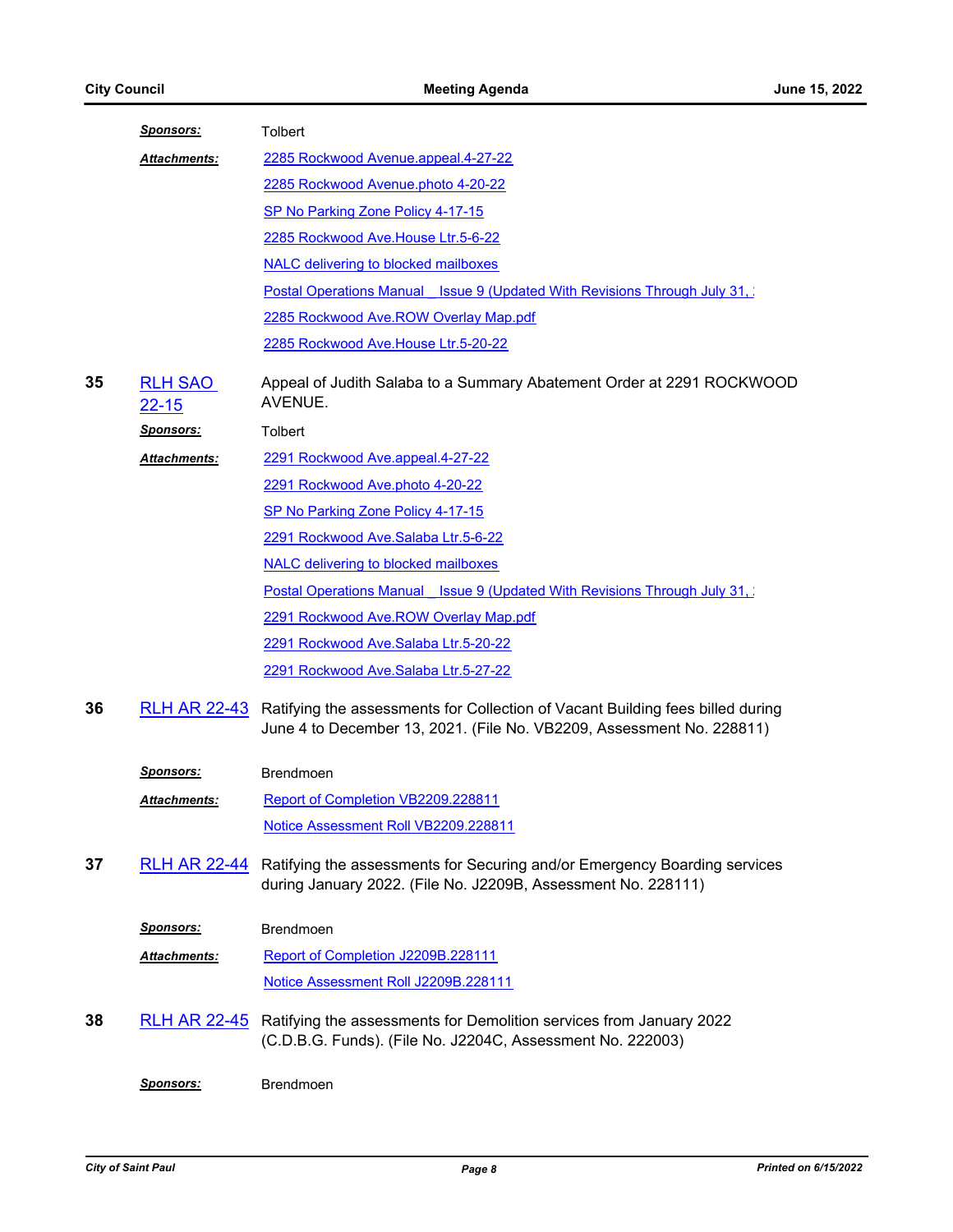***Sponsors:*** Tolbert

***Attachments:***

- 2285 Rockwood Avenue.appeal.4-27-22
- 2285 Rockwood Avenue.photo 4-20-22
- SP No Parking Zone Policy 4-17-15
- 2285 Rockwood Ave.House Ltr.5-6-22
- NALC delivering to blocked mailboxes
- Postal Operations Manual _ Issue 9 (Updated With Revisions Through July 31,
- 2285 Rockwood Ave.ROW Overlay Map.pdf
- 2285 Rockwood Ave.House Ltr.5-20-22

**35** RLH SAO 22-15

Appeal of Judith Salaba to a Summary Abatement Order at 2291 ROCKWOOD AVENUE.

***Sponsors:*** Tolbert

***Attachments:***

- 2291 Rockwood Ave.appeal.4-27-22
- 2291 Rockwood Ave.photo 4-20-22
- SP No Parking Zone Policy 4-17-15
- 2291 Rockwood Ave.Salaba Ltr.5-6-22
- NALC delivering to blocked mailboxes
- Postal Operations Manual _ Issue 9 (Updated With Revisions Through July 31,
- 2291 Rockwood Ave.ROW Overlay Map.pdf
- 2291 Rockwood Ave.Salaba Ltr.5-20-22
- 2291 Rockwood Ave.Salaba Ltr.5-27-22

**36** RLH AR 22-43

Ratifying the assessments for Collection of Vacant Building fees billed during June 4 to December 13, 2021. (File No. VB2209, Assessment No. 228811)

***Sponsors:*** Brendmoen

***Attachments:***

- Report of Completion VB2209.228811
- Notice Assessment Roll VB2209.228811

**37** RLH AR 22-44

Ratifying the assessments for Securing and/or Emergency Boarding services during January 2022. (File No. J2209B, Assessment No. 228111)

***Sponsors:*** Brendmoen

***Attachments:***

- Report of Completion J2209B.228111
- Notice Assessment Roll J2209B.228111

**38** RLH AR 22-45

Ratifying the assessments for Demolition services from January 2022 (C.D.B.G. Funds). (File No. J2204C, Assessment No. 222003)

***Sponsors:*** Brendmoen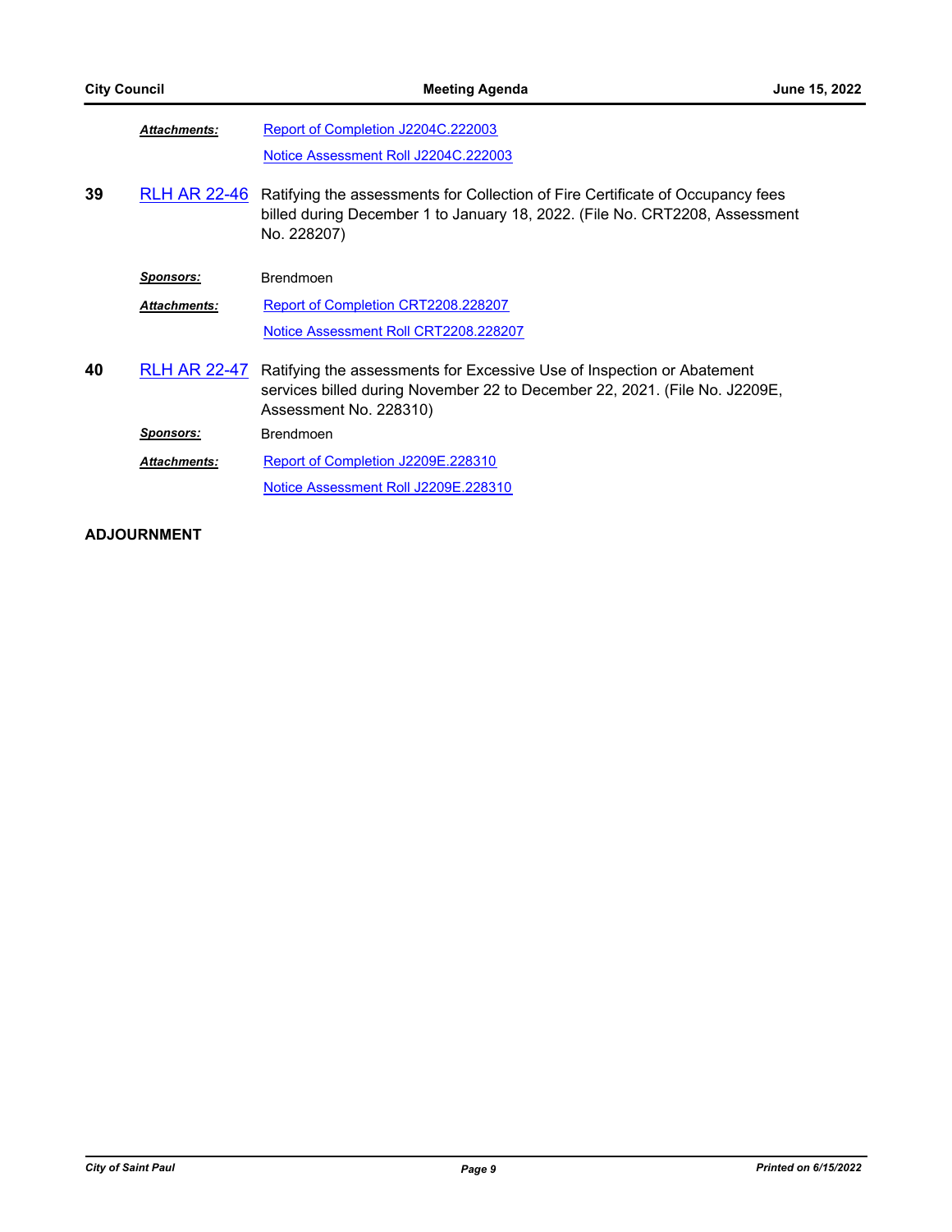*Attachments:* Report of Completion J2204C.222003

Notice Assessment Roll J2204C.222003

**39** RLH AR 22-46 Ratifying the assessments for Collection of Fire Certificate of Occupancy fees billed during December 1 to January 18, 2022. (File No. CRT2208, Assessment No. 228207)

*Sponsors:* Brendmoen

*Attachments:* Report of Completion CRT2208.228207

Notice Assessment Roll CRT2208.228207

**40** RLH AR 22-47 Ratifying the assessments for Excessive Use of Inspection or Abatement services billed during November 22 to December 22, 2021. (File No. J2209E, Assessment No. 228310)

*Sponsors:* Brendmoen

*Attachments:* Report of Completion J2209E.228310

Notice Assessment Roll J2209E.228310

**ADJOURNMENT**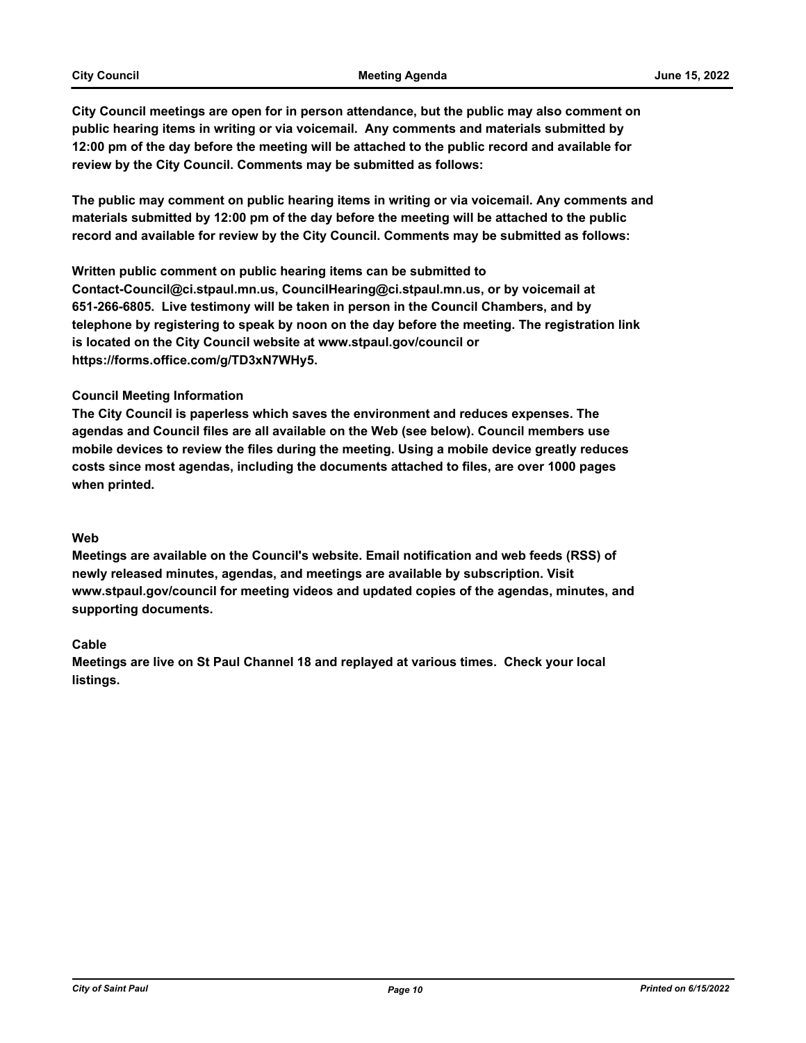**City Council meetings are open for in person attendance, but the public may also comment on public hearing items in writing or via voicemail. Any comments and materials submitted by 12:00 pm of the day before the meeting will be attached to the public record and available for review by the City Council. Comments may be submitted as follows:**

**The public may comment on public hearing items in writing or via voicemail. Any comments and materials submitted by 12:00 pm of the day before the meeting will be attached to the public record and available for review by the City Council. Comments may be submitted as follows:**

**Written public comment on public hearing items can be submitted to Contact-Council@ci.stpaul.mn.us, CouncilHearing@ci.stpaul.mn.us, or by voicemail at 651-266-6805. Live testimony will be taken in person in the Council Chambers, and by telephone by registering to speak by noon on the day before the meeting. The registration link is located on the City Council website at www.stpaul.gov/council or https://forms.office.com/g/TD3xN7WHy5.**

**Council Meeting Information**

**The City Council is paperless which saves the environment and reduces expenses. The agendas and Council files are all available on the Web (see below). Council members use mobile devices to review the files during the meeting. Using a mobile device greatly reduces costs since most agendas, including the documents attached to files, are over 1000 pages when printed.**

**Web**

**Meetings are available on the Council's website. Email notification and web feeds (RSS) of newly released minutes, agendas, and meetings are available by subscription. Visit www.stpaul.gov/council for meeting videos and updated copies of the agendas, minutes, and supporting documents.**

**Cable**

**Meetings are live on St Paul Channel 18 and replayed at various times. Check your local listings.**